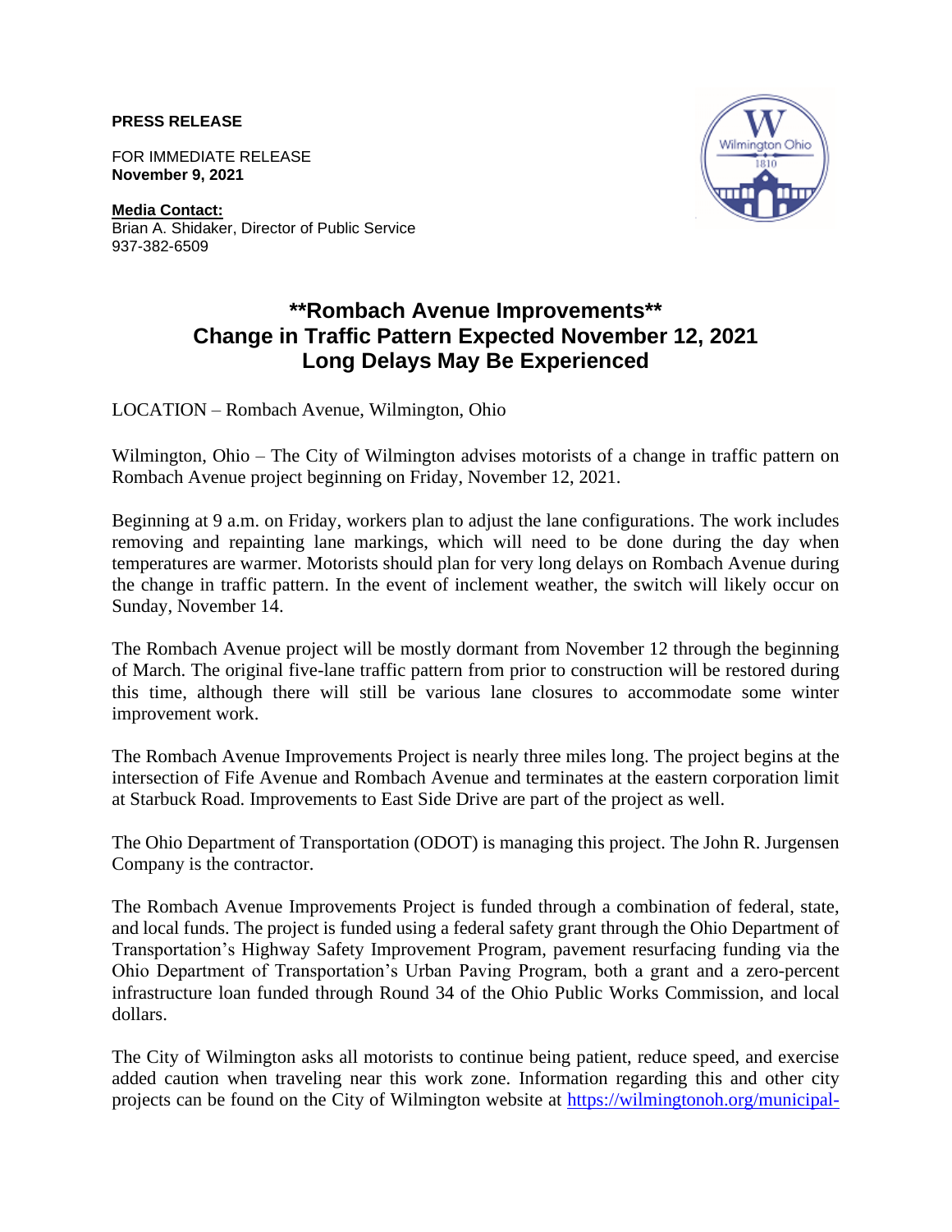**PRESS RELEASE**

FOR IMMEDIATE RELEASE
**November 9, 2021**

**Media Contact:**
Brian A. Shidaker, Director of Public Service
937-382-6509

# **Rombach Avenue Improvements**
# Change in Traffic Pattern Expected November 12, 2021
# Long Delays May Be Experienced

LOCATION – Rombach Avenue, Wilmington, Ohio

Wilmington, Ohio – The City of Wilmington advises motorists of a change in traffic pattern on Rombach Avenue project beginning on Friday, November 12, 2021.

Beginning at 9 a.m. on Friday, workers plan to adjust the lane configurations. The work includes removing and repainting lane markings, which will need to be done during the day when temperatures are warmer. Motorists should plan for very long delays on Rombach Avenue during the change in traffic pattern. In the event of inclement weather, the switch will likely occur on Sunday, November 14.

The Rombach Avenue project will be mostly dormant from November 12 through the beginning of March. The original five-lane traffic pattern from prior to construction will be restored during this time, although there will still be various lane closures to accommodate some winter improvement work.

The Rombach Avenue Improvements Project is nearly three miles long. The project begins at the intersection of Fife Avenue and Rombach Avenue and terminates at the eastern corporation limit at Starbuck Road. Improvements to East Side Drive are part of the project as well.

The Ohio Department of Transportation (ODOT) is managing this project. The John R. Jurgensen Company is the contractor.

The Rombach Avenue Improvements Project is funded through a combination of federal, state, and local funds. The project is funded using a federal safety grant through the Ohio Department of Transportation's Highway Safety Improvement Program, pavement resurfacing funding via the Ohio Department of Transportation's Urban Paving Program, both a grant and a zero-percent infrastructure loan funded through Round 34 of the Ohio Public Works Commission, and local dollars.

The City of Wilmington asks all motorists to continue being patient, reduce speed, and exercise added caution when traveling near this work zone. Information regarding this and other city projects can be found on the City of Wilmington website at https://wilmingtonoh.org/municipal-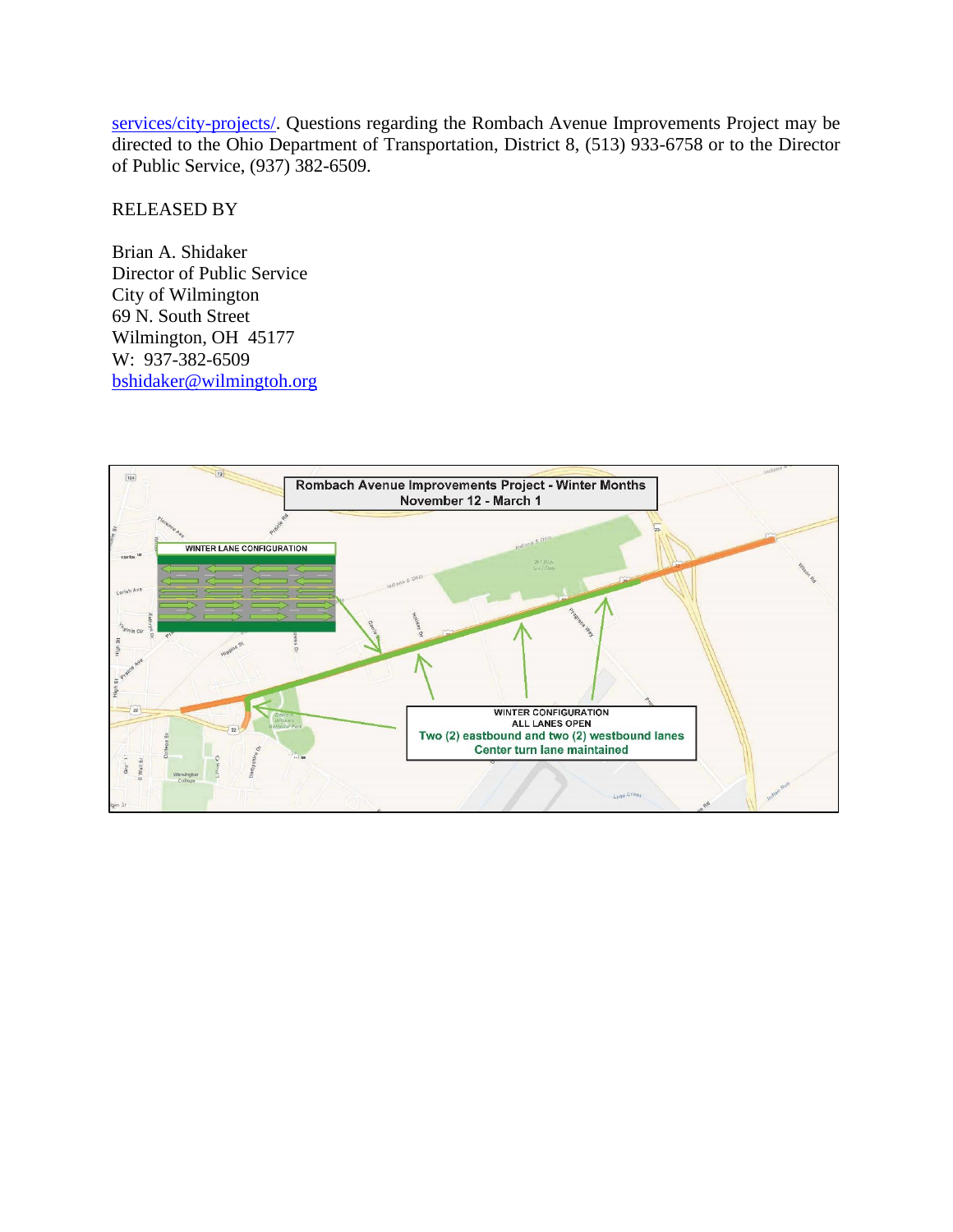services/city-projects/. Questions regarding the Rombach Avenue Improvements Project may be directed to the Ohio Department of Transportation, District 8, (513) 933-6758 or to the Director of Public Service, (937) 382-6509.

RELEASED BY

Brian A. Shidaker
Director of Public Service
City of Wilmington
69 N. South Street
Wilmington, OH 45177
W: 937-382-6509
bshidaker@wilmingtoh.org

Rombach Avenue Improvements Project - Winter Months
November 12 - March 1

WINTER LANE CONFIGURATION

WINTER CONFIGURATION
ALL LANES OPEN
Two (2) eastbound and two (2) westbound lanes
Center turn lane maintained